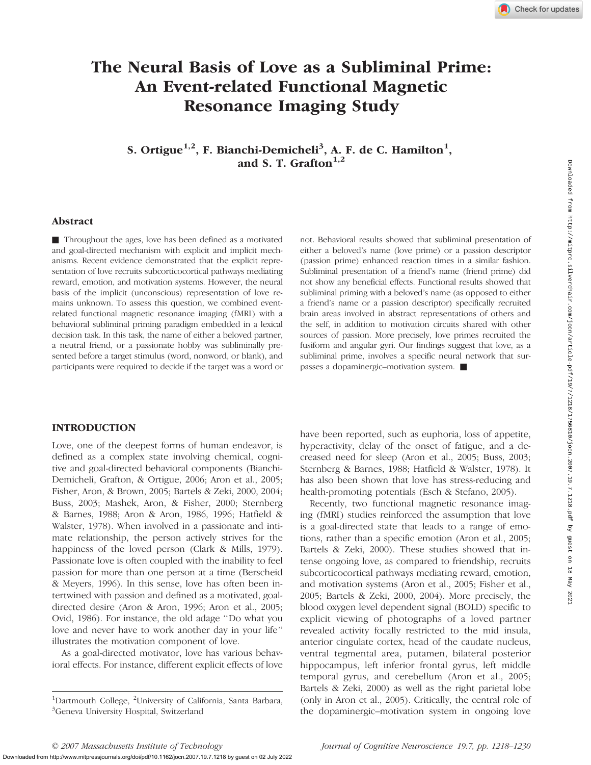# The Neural Basis of Love as a Subliminal Prime: An Event-related Functional Magnetic Resonance Imaging Study

**S. Ortigue[1,2], F. Bianchi-Demicheli[3], A. F. de C. Hamilton[1], and S. T. Grafton[1,2]**

## Abstract

■ Throughout the ages, love has been defined as a motivated and goal-directed mechanism with explicit and implicit mechanisms. Recent evidence demonstrated that the explicit representation of love recruits subcorticocortical pathways mediating reward, emotion, and motivation systems. However, the neural basis of the implicit (unconscious) representation of love remains unknown. To assess this question, we combined event-related functional magnetic resonance imaging (fMRI) with a behavioral subliminal priming paradigm embedded in a lexical decision task. In this task, the name of either a beloved partner, a neutral friend, or a passionate hobby was subliminally presented before a target stimulus (word, nonword, or blank), and participants were required to decide if the target was a word or not. Behavioral results showed that subliminal presentation of either a beloved's name (love prime) or a passion descriptor (passion prime) enhanced reaction times in a similar fashion. Subliminal presentation of a friend's name (friend prime) did not show any beneficial effects. Functional results showed that subliminal priming with a beloved's name (as opposed to either a friend's name or a passion descriptor) specifically recruited brain areas involved in abstract representations of others and the self, in addition to motivation circuits shared with other sources of passion. More precisely, love primes recruited the fusiform and angular gyri. Our findings suggest that love, as a subliminal prime, involves a specific neural network that surpasses a dopaminergic–motivation system. ■

## INTRODUCTION

Love, one of the deepest forms of human endeavor, is defined as a complex state involving chemical, cognitive and goal-directed behavioral components (Bianchi-Demicheli, Grafton, & Ortigue, 2006; Aron et al., 2005; Fisher, Aron, & Brown, 2005; Bartels & Zeki, 2000, 2004; Buss, 2003; Mashek, Aron, & Fisher, 2000; Sternberg & Barnes, 1988; Aron & Aron, 1986, 1996; Hatfield & Walster, 1978). When involved in a passionate and intimate relationship, the person actively strives for the happiness of the loved person (Clark & Mills, 1979). Passionate love is often coupled with the inability to feel passion for more than one person at a time (Berscheid & Meyers, 1996). In this sense, love has often been intertwined with passion and defined as a motivated, goal-directed desire (Aron & Aron, 1996; Aron et al., 2005; Ovid, 1986). For instance, the old adage ''Do what you love and never have to work another day in your life'' illustrates the motivation component of love.

As a goal-directed motivator, love has various behavioral effects. For instance, different explicit effects of love have been reported, such as euphoria, loss of appetite, hyperactivity, delay of the onset of fatigue, and a decreased need for sleep (Aron et al., 2005; Buss, 2003; Sternberg & Barnes, 1988; Hatfield & Walster, 1978). It has also been shown that love has stress-reducing and health-promoting potentials (Esch & Stefano, 2005).

Recently, two functional magnetic resonance imaging (fMRI) studies reinforced the assumption that love is a goal-directed state that leads to a range of emotions, rather than a specific emotion (Aron et al., 2005; Bartels & Zeki, 2000). These studies showed that intense ongoing love, as compared to friendship, recruits subcorticocortical pathways mediating reward, emotion, and motivation systems (Aron et al., 2005; Fisher et al., 2005; Bartels & Zeki, 2000, 2004). More precisely, the blood oxygen level dependent signal (BOLD) specific to explicit viewing of photographs of a loved partner revealed activity focally restricted to the mid insula, anterior cingulate cortex, head of the caudate nucleus, ventral tegmental area, putamen, bilateral posterior hippocampus, left inferior frontal gyrus, left middle temporal gyrus, and cerebellum (Aron et al., 2005; Bartels & Zeki, 2000) as well as the right parietal lobe (only in Aron et al., 2005). Critically, the central role of the dopaminergic–motivation system in ongoing love

[1]Dartmouth College, [2]University of California, Santa Barbara, [3]Geneva University Hospital, Switzerland

© 2007 Massachusetts Institute of Technology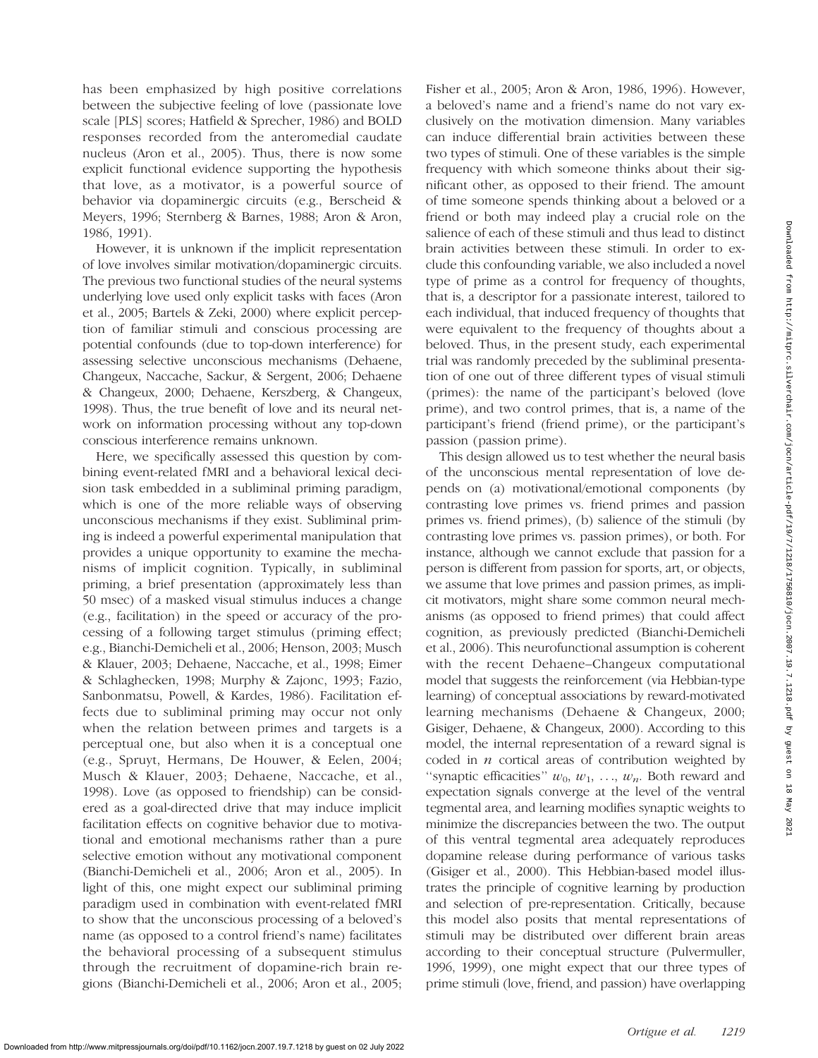has been emphasized by high positive correlations between the subjective feeling of love (passionate love scale [PLS] scores; Hatfield & Sprecher, 1986) and BOLD responses recorded from the anteromedial caudate nucleus (Aron et al., 2005). Thus, there is now some explicit functional evidence supporting the hypothesis that love, as a motivator, is a powerful source of behavior via dopaminergic circuits (e.g., Berscheid & Meyers, 1996; Sternberg & Barnes, 1988; Aron & Aron, 1986, 1991).

However, it is unknown if the implicit representation of love involves similar motivation/dopaminergic circuits. The previous two functional studies of the neural systems underlying love used only explicit tasks with faces (Aron et al., 2005; Bartels & Zeki, 2000) where explicit perception of familiar stimuli and conscious processing are potential confounds (due to top-down interference) for assessing selective unconscious mechanisms (Dehaene, Changeux, Naccache, Sackur, & Sergent, 2006; Dehaene & Changeux, 2000; Dehaene, Kerszberg, & Changeux, 1998). Thus, the true benefit of love and its neural network on information processing without any top-down conscious interference remains unknown.

Here, we specifically assessed this question by combining event-related fMRI and a behavioral lexical decision task embedded in a subliminal priming paradigm, which is one of the more reliable ways of observing unconscious mechanisms if they exist. Subliminal priming is indeed a powerful experimental manipulation that provides a unique opportunity to examine the mechanisms of implicit cognition. Typically, in subliminal priming, a brief presentation (approximately less than 50 msec) of a masked visual stimulus induces a change (e.g., facilitation) in the speed or accuracy of the processing of a following target stimulus (priming effect; e.g., Bianchi-Demicheli et al., 2006; Henson, 2003; Musch & Klauer, 2003; Dehaene, Naccache, et al., 1998; Eimer & Schlaghecken, 1998; Murphy & Zajonc, 1993; Fazio, Sanbonmatsu, Powell, & Kardes, 1986). Facilitation effects due to subliminal priming may occur not only when the relation between primes and targets is a perceptual one, but also when it is a conceptual one (e.g., Spruyt, Hermans, De Houwer, & Eelen, 2004; Musch & Klauer, 2003; Dehaene, Naccache, et al., 1998). Love (as opposed to friendship) can be considered as a goal-directed drive that may induce implicit facilitation effects on cognitive behavior due to motivational and emotional mechanisms rather than a pure selective emotion without any motivational component (Bianchi-Demicheli et al., 2006; Aron et al., 2005). In light of this, one might expect our subliminal priming paradigm used in combination with event-related fMRI to show that the unconscious processing of a beloved's name (as opposed to a control friend's name) facilitates the behavioral processing of a subsequent stimulus through the recruitment of dopamine-rich brain regions (Bianchi-Demicheli et al., 2006; Aron et al., 2005; Fisher et al., 2005; Aron & Aron, 1986, 1996). However, a beloved's name and a friend's name do not vary exclusively on the motivation dimension. Many variables can induce differential brain activities between these two types of stimuli. One of these variables is the simple frequency with which someone thinks about their significant other, as opposed to their friend. The amount of time someone spends thinking about a beloved or a friend or both may indeed play a crucial role on the salience of each of these stimuli and thus lead to distinct brain activities between these stimuli. In order to exclude this confounding variable, we also included a novel type of prime as a control for frequency of thoughts, that is, a descriptor for a passionate interest, tailored to each individual, that induced frequency of thoughts that were equivalent to the frequency of thoughts about a beloved. Thus, in the present study, each experimental trial was randomly preceded by the subliminal presentation of one out of three different types of visual stimuli (primes): the name of the participant's beloved (love prime), and two control primes, that is, a name of the participant's friend (friend prime), or the participant's passion (passion prime).

This design allowed us to test whether the neural basis of the unconscious mental representation of love depends on (a) motivational/emotional components (by contrasting love primes vs. friend primes and passion primes vs. friend primes), (b) salience of the stimuli (by contrasting love primes vs. passion primes), or both. For instance, although we cannot exclude that passion for a person is different from passion for sports, art, or objects, we assume that love primes and passion primes, as implicit motivators, might share some common neural mechanisms (as opposed to friend primes) that could affect cognition, as previously predicted (Bianchi-Demicheli et al., 2006). This neurofunctional assumption is coherent with the recent Dehaene–Changeux computational model that suggests the reinforcement (via Hebbian-type learning) of conceptual associations by reward-motivated learning mechanisms (Dehaene & Changeux, 2000; Gisiger, Dehaene, & Changeux, 2000). According to this model, the internal representation of a reward signal is coded in $n$ cortical areas of contribution weighted by ''synaptic efficacities'' $w_0, w_1, \ldots, w_n$. Both reward and expectation signals converge at the level of the ventral tegmental area, and learning modifies synaptic weights to minimize the discrepancies between the two. The output of this ventral tegmental area adequately reproduces dopamine release during performance of various tasks (Gisiger et al., 2000). This Hebbian-based model illustrates the principle of cognitive learning by production and selection of pre-representation. Critically, because this model also posits that mental representations of stimuli may be distributed over different brain areas according to their conceptual structure (Pulvermuller, 1996, 1999), one might expect that our three types of prime stimuli (love, friend, and passion) have overlapping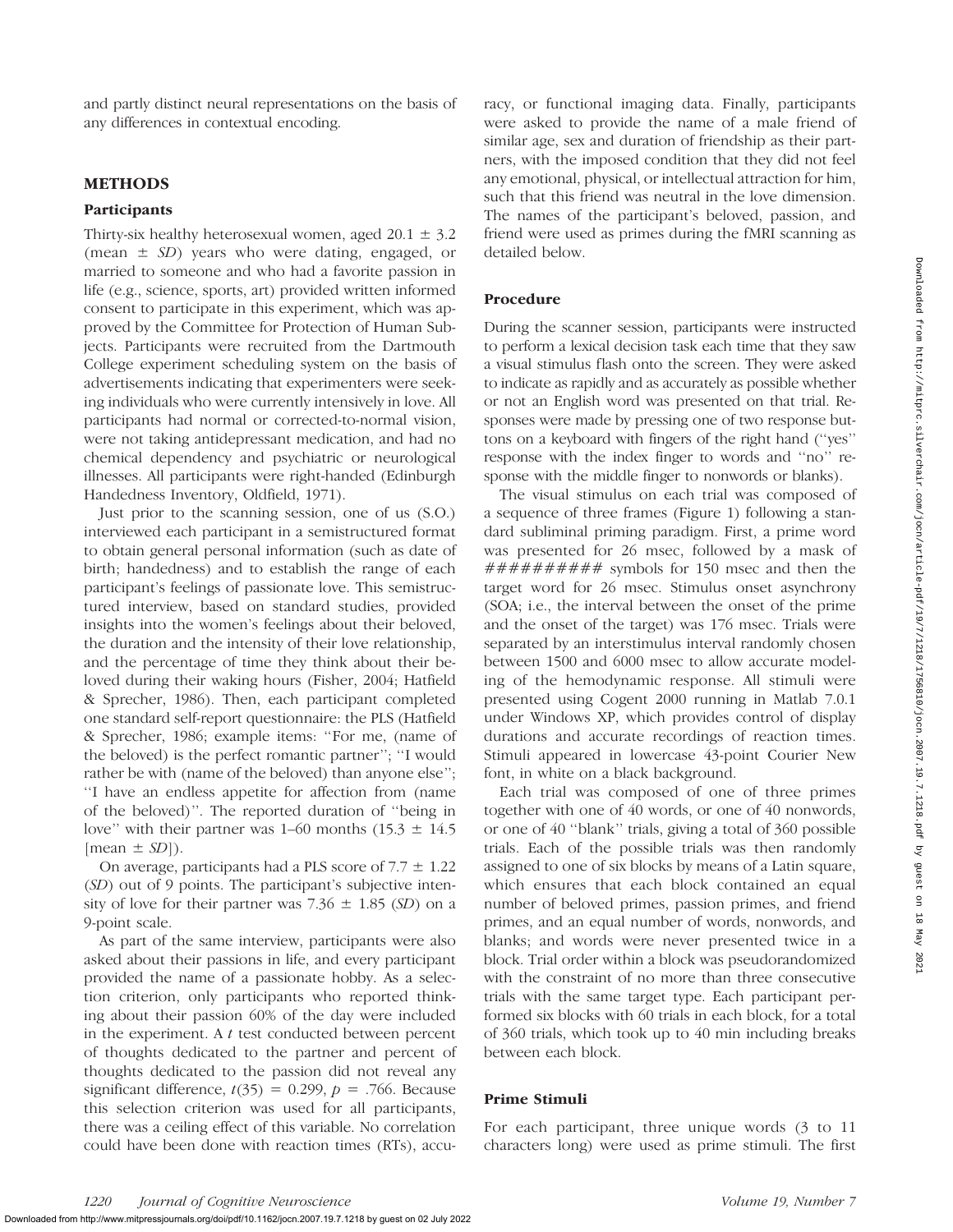and partly distinct neural representations on the basis of any differences in contextual encoding.

## METHODS

### Participants

Thirty-six healthy heterosexual women, aged $20.1 \pm 3.2$ (mean $\pm$ *SD*) years who were dating, engaged, or married to someone and who had a favorite passion in life (e.g., science, sports, art) provided written informed consent to participate in this experiment, which was approved by the Committee for Protection of Human Subjects. Participants were recruited from the Dartmouth College experiment scheduling system on the basis of advertisements indicating that experimenters were seeking individuals who were currently intensively in love. All participants had normal or corrected-to-normal vision, were not taking antidepressant medication, and had no chemical dependency and psychiatric or neurological illnesses. All participants were right-handed (Edinburgh Handedness Inventory, Oldfield, 1971).

Just prior to the scanning session, one of us (S.O.) interviewed each participant in a semistructured format to obtain general personal information (such as date of birth; handedness) and to establish the range of each participant's feelings of passionate love. This semistructured interview, based on standard studies, provided insights into the women's feelings about their beloved, the duration and the intensity of their love relationship, and the percentage of time they think about their beloved during their waking hours (Fisher, 2004; Hatfield & Sprecher, 1986). Then, each participant completed one standard self-report questionnaire: the PLS (Hatfield & Sprecher, 1986; example items: "For me, (name of the beloved) is the perfect romantic partner"; "I would rather be with (name of the beloved) than anyone else"; "I have an endless appetite for affection from (name of the beloved)". The reported duration of "being in love" with their partner was 1–60 months ($15.3 \pm 14.5$ [mean $\pm$ *SD*]).

On average, participants had a PLS score of $7.7 \pm 1.22$ (*SD*) out of 9 points. The participant's subjective intensity of love for their partner was $7.36 \pm 1.85$ (*SD*) on a 9-point scale.

As part of the same interview, participants were also asked about their passions in life, and every participant provided the name of a passionate hobby. As a selection criterion, only participants who reported thinking about their passion 60% of the day were included in the experiment. A $t$ test conducted between percent of thoughts dedicated to the partner and percent of thoughts dedicated to the passion did not reveal any significant difference, $t(35) = 0.299$, $p = .766$. Because this selection criterion was used for all participants, there was a ceiling effect of this variable. No correlation could have been done with reaction times (RTs), accuracy, or functional imaging data. Finally, participants were asked to provide the name of a male friend of similar age, sex and duration of friendship as their partners, with the imposed condition that they did not feel any emotional, physical, or intellectual attraction for him, such that this friend was neutral in the love dimension. The names of the participant's beloved, passion, and friend were used as primes during the fMRI scanning as detailed below.

### Procedure

During the scanner session, participants were instructed to perform a lexical decision task each time that they saw a visual stimulus flash onto the screen. They were asked to indicate as rapidly and as accurately as possible whether or not an English word was presented on that trial. Responses were made by pressing one of two response buttons on a keyboard with fingers of the right hand ("yes" response with the index finger to words and "no" response with the middle finger to nonwords or blanks).

The visual stimulus on each trial was composed of a sequence of three frames (Figure 1) following a standard subliminal priming paradigm. First, a prime word was presented for 26 msec, followed by a mask of ########## symbols for 150 msec and then the target word for 26 msec. Stimulus onset asynchrony (SOA; i.e., the interval between the onset of the prime and the onset of the target) was 176 msec. Trials were separated by an interstimulus interval randomly chosen between 1500 and 6000 msec to allow accurate modeling of the hemodynamic response. All stimuli were presented using Cogent 2000 running in Matlab 7.0.1 under Windows XP, which provides control of display durations and accurate recordings of reaction times. Stimuli appeared in lowercase 43-point Courier New font, in white on a black background.

Each trial was composed of one of three primes together with one of 40 words, or one of 40 nonwords, or one of 40 "blank" trials, giving a total of 360 possible trials. Each of the possible trials was then randomly assigned to one of six blocks by means of a Latin square, which ensures that each block contained an equal number of beloved primes, passion primes, and friend primes, and an equal number of words, nonwords, and blanks; and words were never presented twice in a block. Trial order within a block was pseudorandomized with the constraint of no more than three consecutive trials with the same target type. Each participant performed six blocks with 60 trials in each block, for a total of 360 trials, which took up to 40 min including breaks between each block.

### Prime Stimuli

For each participant, three unique words (3 to 11 characters long) were used as prime stimuli. The first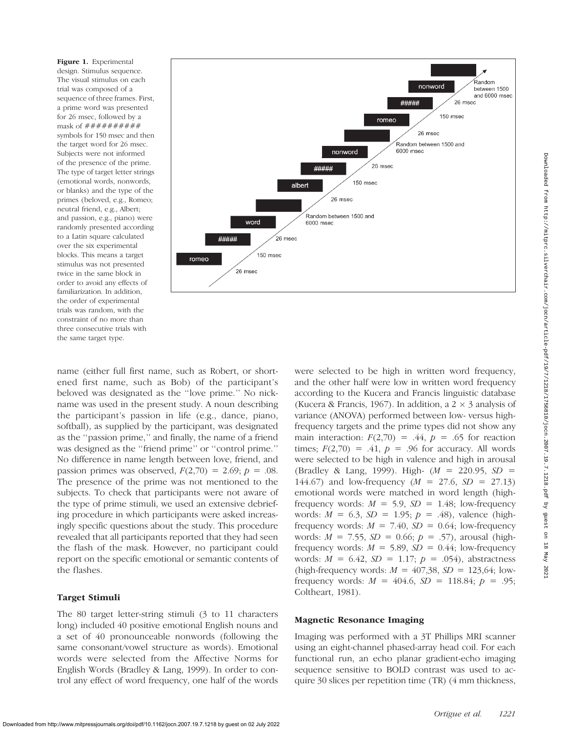**Figure 1.** Experimental design. Stimulus sequence. The visual stimulus on each trial was composed of a sequence of three frames. First, a prime word was presented for 26 msec, followed by a mask of ########## symbols for 150 msec and then the target word for 26 msec. Subjects were not informed of the presence of the prime. The type of target letter strings (emotional words, nonwords, or blanks) and the type of the primes (beloved, e.g., Romeo; neutral friend, e.g., Albert; and passion, e.g., piano) were randomly presented according to a Latin square calculated over the six experimental blocks. This means a target stimulus was not presented twice in the same block in order to avoid any effects of familiarization. In addition, the order of experimental trials was random, with the constraint of no more than three consecutive trials with the same target type.

romeo
26 msec
#####
150 msec
word
26 msec
Random between 1500 and 6000 msec
albert
26 msec
#####
150 msec
nonword
26 msec
Random between 1500 and 6000 msec
romeo
26 msec
#####
150 msec
nonword
26 msec
Random between 1500 and 6000 msec

name (either full first name, such as Robert, or shortened first name, such as Bob) of the participant's beloved was designated as the ''love prime.'' No nickname was used in the present study. A noun describing the participant's passion in life (e.g., dance, piano, softball), as supplied by the participant, was designated as the ''passion prime,'' and finally, the name of a friend was designed as the ''friend prime'' or ''control prime.'' No difference in name length between love, friend, and passion primes was observed, $F(2,70) = 2.69$; $p = .08$. The presence of the prime was not mentioned to the subjects. To check that participants were not aware of the type of prime stimuli, we used an extensive debriefing procedure in which participants were asked increasingly specific questions about the study. This procedure revealed that all participants reported that they had seen the flash of the mask. However, no participant could report on the specific emotional or semantic contents of the flashes.

### Target Stimuli

The 80 target letter-string stimuli (3 to 11 characters long) included 40 positive emotional English nouns and a set of 40 pronounceable nonwords (following the same consonant/vowel structure as words). Emotional words were selected from the Affective Norms for English Words (Bradley & Lang, 1999). In order to control any effect of word frequency, one half of the words were selected to be high in written word frequency, and the other half were low in written word frequency according to the Kucera and Francis linguistic database (Kucera & Francis, 1967). In addition, a $2 \times 3$ analysis of variance (ANOVA) performed between low- versus high-frequency targets and the prime types did not show any main interaction: $F(2,70) = .44$, $p = .65$ for reaction times; $F(2,70) = .41$, $p = .96$ for accuracy. All words were selected to be high in valence and high in arousal (Bradley & Lang, 1999). High- ($M = 220.95$, $SD = 144.67$) and low-frequency ($M = 27.6$, $SD = 27.13$) emotional words were matched in word length (high-frequency words: $M = 5.9$, $SD = 1.48$; low-frequency words: $M = 6.3$, $SD = 1.95$; $p = .48$), valence (high-frequency words: $M = 7.40$, $SD = 0.64$; low-frequency words: $M = 7.55$, $SD = 0.66$; $p = .57$), arousal (high-frequency words: $M = 5.89$, $SD = 0.44$; low-frequency words: $M = 6.42$, $SD = 1.17$; $p = .054$), abstractness (high-frequency words: $M = 407{,}38$, $SD = 123{,}64$; low-frequency words: $M = 404.6$, $SD = 118.84$; $p = .95$; Coltheart, 1981).

### Magnetic Resonance Imaging

Imaging was performed with a 3T Phillips MRI scanner using an eight-channel phased-array head coil. For each functional run, an echo planar gradient-echo imaging sequence sensitive to BOLD contrast was used to acquire 30 slices per repetition time (TR) (4 mm thickness,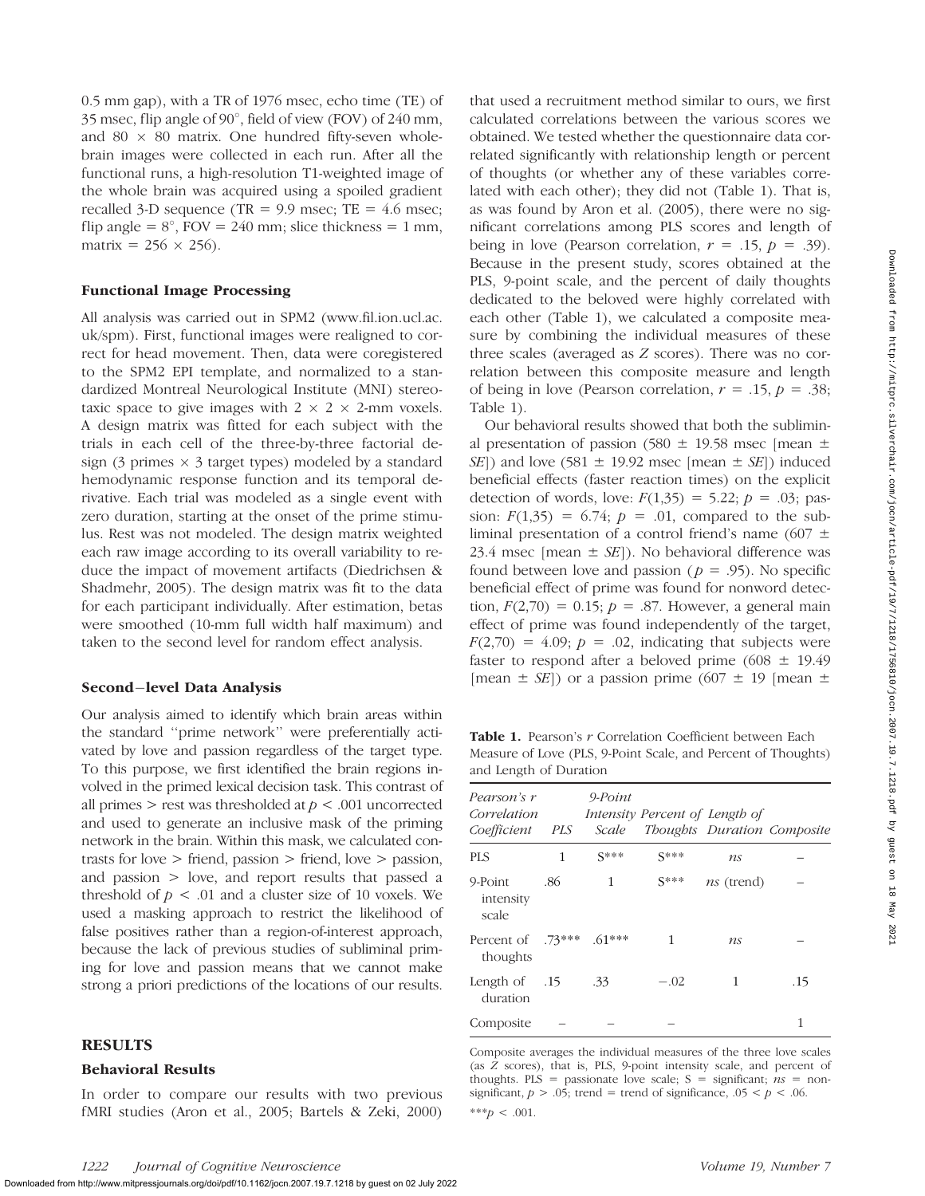0.5 mm gap), with a TR of 1976 msec, echo time (TE) of 35 msec, flip angle of 90°, field of view (FOV) of 240 mm, and 80 × 80 matrix. One hundred fifty-seven whole-brain images were collected in each run. After all the functional runs, a high-resolution T1-weighted image of the whole brain was acquired using a spoiled gradient recalled 3-D sequence (TR = 9.9 msec; TE = 4.6 msec; flip angle = 8°, FOV = 240 mm; slice thickness = 1 mm, matrix = 256 × 256).

### Functional Image Processing

All analysis was carried out in SPM2 (www.fil.ion.ucl.ac.uk/spm). First, functional images were realigned to correct for head movement. Then, data were coregistered to the SPM2 EPI template, and normalized to a standardized Montreal Neurological Institute (MNI) stereotaxic space to give images with 2 × 2 × 2-mm voxels. A design matrix was fitted for each subject with the trials in each cell of the three-by-three factorial design (3 primes × 3 target types) modeled by a standard hemodynamic response function and its temporal derivative. Each trial was modeled as a single event with zero duration, starting at the onset of the prime stimulus. Rest was not modeled. The design matrix weighted each raw image according to its overall variability to reduce the impact of movement artifacts (Diedrichsen & Shadmehr, 2005). The design matrix was fit to the data for each participant individually. After estimation, betas were smoothed (10-mm full width half maximum) and taken to the second level for random effect analysis.

### Second–level Data Analysis

Our analysis aimed to identify which brain areas within the standard ''prime network'' were preferentially activated by love and passion regardless of the target type. To this purpose, we first identified the brain regions involved in the primed lexical decision task. This contrast of all primes > rest was thresholded at $p < .001$ uncorrected and used to generate an inclusive mask of the priming network in the brain. Within this mask, we calculated contrasts for love > friend, passion > friend, love > passion, and passion > love, and report results that passed a threshold of $p < .01$ and a cluster size of 10 voxels. We used a masking approach to restrict the likelihood of false positives rather than a region-of-interest approach, because the lack of previous studies of subliminal priming for love and passion means that we cannot make strong a priori predictions of the locations of our results.

## RESULTS

### Behavioral Results

In order to compare our results with two previous fMRI studies (Aron et al., 2005; Bartels & Zeki, 2000) that used a recruitment method similar to ours, we first calculated correlations between the various scores we obtained. We tested whether the questionnaire data correlated significantly with relationship length or percent of thoughts (or whether any of these variables correlated with each other); they did not (Table 1). That is, as was found by Aron et al. (2005), there were no significant correlations among PLS scores and length of being in love (Pearson correlation, $r = .15$, $p = .39$). Because in the present study, scores obtained at the PLS, 9-point scale, and the percent of daily thoughts dedicated to the beloved were highly correlated with each other (Table 1), we calculated a composite measure by combining the individual measures of these three scales (averaged as *Z* scores). There was no correlation between this composite measure and length of being in love (Pearson correlation, $r = .15$, $p = .38$; Table 1).

Our behavioral results showed that both the subliminal presentation of passion (580 ± 19.58 msec [mean ± *SE*]) and love (581 ± 19.92 msec [mean ± *SE*]) induced beneficial effects (faster reaction times) on the explicit detection of words, love: $F(1,35) = 5.22$; $p = .03$; passion: $F(1,35) = 6.74$; $p = .01$, compared to the subliminal presentation of a control friend's name (607 ± 23.4 msec [mean ± *SE*]). No behavioral difference was found between love and passion ($p = .95$). No specific beneficial effect of prime was found for nonword detection, $F(2,70) = 0.15$; $p = .87$. However, a general main effect of prime was found independently of the target, $F(2,70) = 4.09$; $p = .02$, indicating that subjects were faster to respond after a beloved prime (608 ± 19.49 [mean ± *SE*]) or a passion prime (607 ± 19 [mean ±

**Table 1.** Pearson's *r* Correlation Coefficient between Each Measure of Love (PLS, 9-Point Scale, and Percent of Thoughts) and Length of Duration

| Pearson's *r* Correlation Coefficient | PLS | 9-Point Intensity Scale | Percent of Thoughts | Length of Duration | Composite |
|---|---|---|---|---|---|
| PLS | 1 | S*** | S*** | *ns* | – |
| 9-Point intensity scale | .86 | 1 | S*** | *ns* (trend) | – |
| Percent of thoughts | .73*** | .61*** | 1 | *ns* | – |
| Length of duration | .15 | .33 | −.02 | 1 | .15 |
| Composite | – | – | – | – | 1 |

Composite averages the individual measures of the three love scales (as *Z* scores), that is, PLS, 9-point intensity scale, and percent of thoughts. PLS = passionate love scale; S = significant; *ns* = nonsignificant, $p > .05$; trend = trend of significance, $.05 < p < .06$.

***$p < .001$.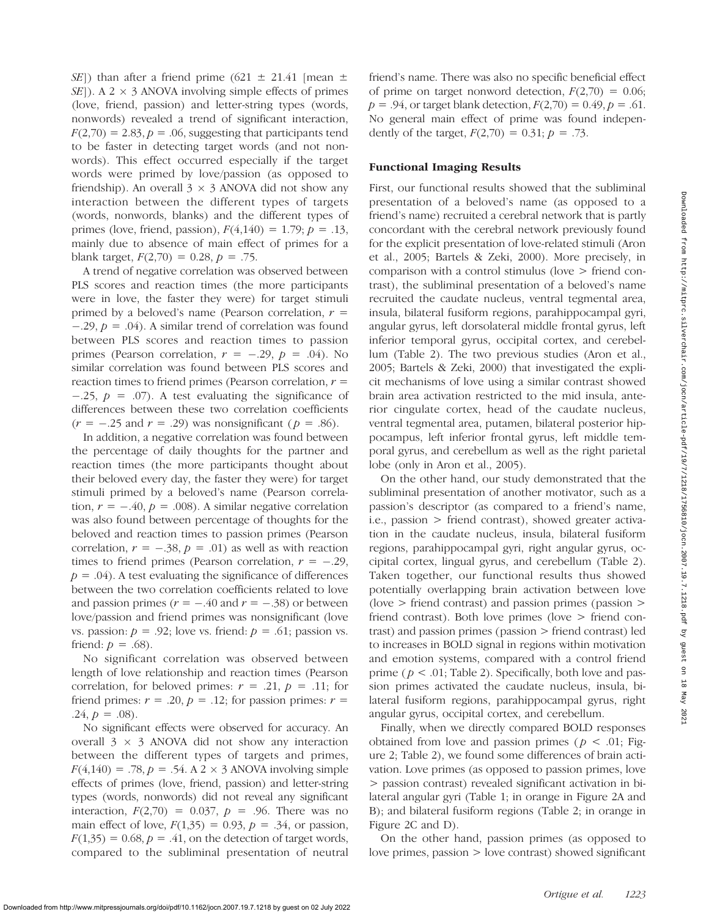*SE*]) than after a friend prime (621 ± 21.41 [mean ± *SE*]). A 2 × 3 ANOVA involving simple effects of primes (love, friend, passion) and letter-string types (words, nonwords) revealed a trend of significant interaction, $F(2,70) = 2.83$, $p = .06$, suggesting that participants tend to be faster in detecting target words (and not nonwords). This effect occurred especially if the target words were primed by love/passion (as opposed to friendship). An overall 3 × 3 ANOVA did not show any interaction between the different types of targets (words, nonwords, blanks) and the different types of primes (love, friend, passion), $F(4,140) = 1.79$; $p = .13$, mainly due to absence of main effect of primes for a blank target, $F(2,70) = 0.28$, $p = .75$.

A trend of negative correlation was observed between PLS scores and reaction times (the more participants were in love, the faster they were) for target stimuli primed by a beloved's name (Pearson correlation, $r = -.29$, $p = .04$). A similar trend of correlation was found between PLS scores and reaction times to passion primes (Pearson correlation, $r = -.29$, $p = .04$). No similar correlation was found between PLS scores and reaction times to friend primes (Pearson correlation, $r = -.25$, $p = .07$). A test evaluating the significance of differences between these two correlation coefficients ($r = -.25$ and $r = .29$) was nonsignificant ($p = .86$).

In addition, a negative correlation was found between the percentage of daily thoughts for the partner and reaction times (the more participants thought about their beloved every day, the faster they were) for target stimuli primed by a beloved's name (Pearson correlation, $r = -.40$, $p = .008$). A similar negative correlation was also found between percentage of thoughts for the beloved and reaction times to passion primes (Pearson correlation, $r = -.38$, $p = .01$) as well as with reaction times to friend primes (Pearson correlation, $r = -.29$, $p = .04$). A test evaluating the significance of differences between the two correlation coefficients related to love and passion primes ($r = -.40$ and $r = -.38$) or between love/passion and friend primes was nonsignificant (love vs. passion: $p = .92$; love vs. friend: $p = .61$; passion vs. friend: $p = .68$).

No significant correlation was observed between length of love relationship and reaction times (Pearson correlation, for beloved primes: $r = .21$, $p = .11$; for friend primes: $r = .20$, $p = .12$; for passion primes: $r = .24$, $p = .08$).

No significant effects were observed for accuracy. An overall 3 × 3 ANOVA did not show any interaction between the different types of targets and primes, $F(4,140) = .78$, $p = .54$. A 2 × 3 ANOVA involving simple effects of primes (love, friend, passion) and letter-string types (words, nonwords) did not reveal any significant interaction, $F(2,70) = 0.037$, $p = .96$. There was no main effect of love, $F(1,35) = 0.93$, $p = .34$, or passion, $F(1,35) = 0.68$, $p = .41$, on the detection of target words, compared to the subliminal presentation of neutral friend's name. There was also no specific beneficial effect of prime on target nonword detection, $F(2,70) = 0.06$; $p = .94$, or target blank detection, $F(2,70) = 0.49$, $p = .61$. No general main effect of prime was found independently of the target, $F(2,70) = 0.31$; $p = .73$.

## Functional Imaging Results

First, our functional results showed that the subliminal presentation of a beloved's name (as opposed to a friend's name) recruited a cerebral network that is partly concordant with the cerebral network previously found for the explicit presentation of love-related stimuli (Aron et al., 2005; Bartels & Zeki, 2000). More precisely, in comparison with a control stimulus (love > friend contrast), the subliminal presentation of a beloved's name recruited the caudate nucleus, ventral tegmental area, insula, bilateral fusiform regions, parahippocampal gyri, angular gyrus, left dorsolateral middle frontal gyrus, left inferior temporal gyrus, occipital cortex, and cerebellum (Table 2). The two previous studies (Aron et al., 2005; Bartels & Zeki, 2000) that investigated the explicit mechanisms of love using a similar contrast showed brain area activation restricted to the mid insula, anterior cingulate cortex, head of the caudate nucleus, ventral tegmental area, putamen, bilateral posterior hippocampus, left inferior frontal gyrus, left middle temporal gyrus, and cerebellum as well as the right parietal lobe (only in Aron et al., 2005).

On the other hand, our study demonstrated that the subliminal presentation of another motivator, such as a passion's descriptor (as compared to a friend's name, i.e., passion > friend contrast), showed greater activation in the caudate nucleus, insula, bilateral fusiform regions, parahippocampal gyri, right angular gyrus, occipital cortex, lingual gyrus, and cerebellum (Table 2). Taken together, our functional results thus showed potentially overlapping brain activation between love (love > friend contrast) and passion primes (passion > friend contrast). Both love primes (love > friend contrast) and passion primes (passion > friend contrast) led to increases in BOLD signal in regions within motivation and emotion systems, compared with a control friend prime ($p < .01$; Table 2). Specifically, both love and passion primes activated the caudate nucleus, insula, bilateral fusiform regions, parahippocampal gyrus, right angular gyrus, occipital cortex, and cerebellum.

Finally, when we directly compared BOLD responses obtained from love and passion primes ($p < .01$; Figure 2; Table 2), we found some differences of brain activation. Love primes (as opposed to passion primes, love > passion contrast) revealed significant activation in bilateral angular gyri (Table 1; in orange in Figure 2A and B); and bilateral fusiform regions (Table 2; in orange in Figure 2C and D).

On the other hand, passion primes (as opposed to love primes, passion > love contrast) showed significant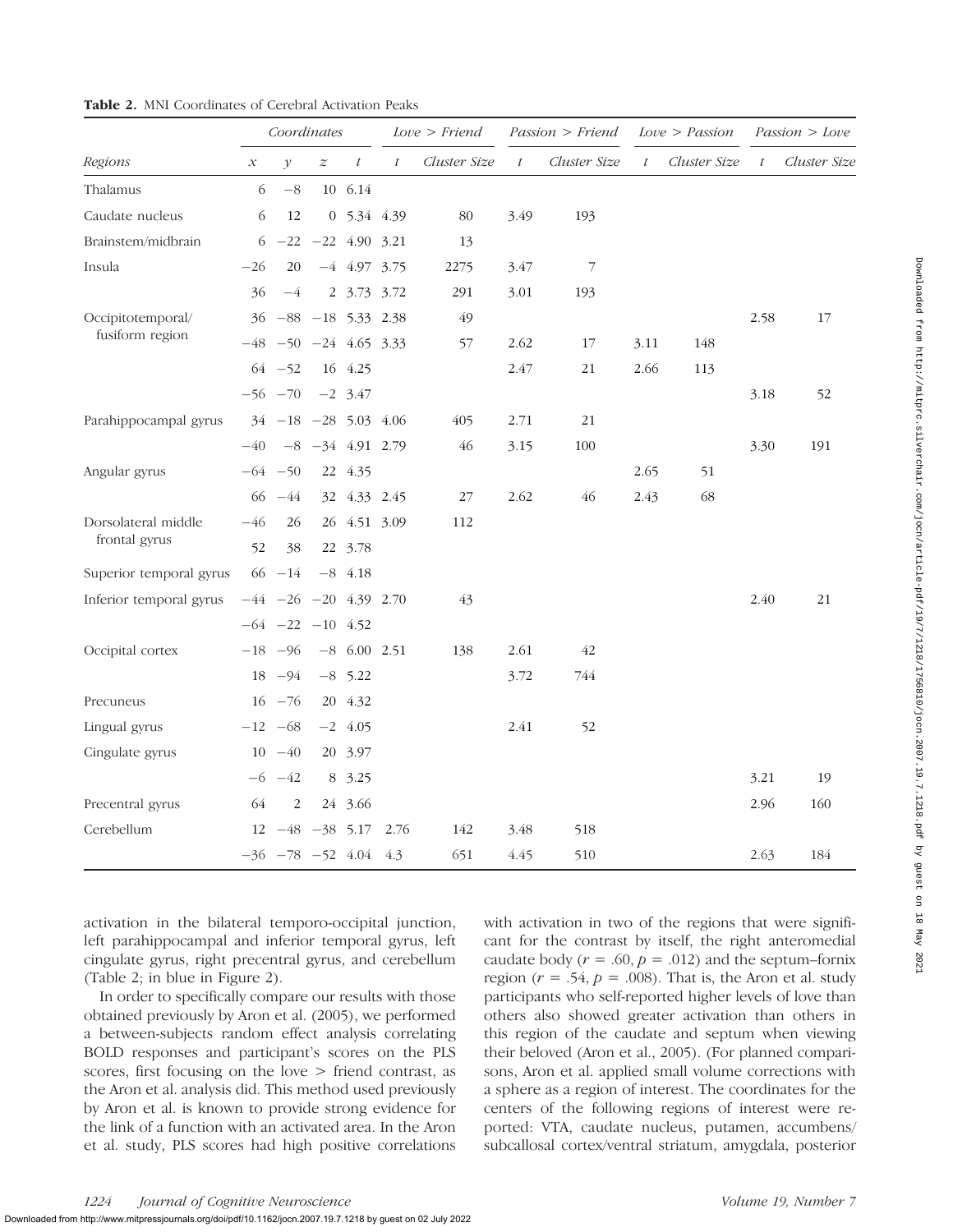**Table 2.** MNI Coordinates of Cerebral Activation Peaks

| Regions | Coordinates | | | | Love > Friend | | Passion > Friend | | Love > Passion | | Passion > Love | |
|---|---|---|---|---|---|---|---|---|---|---|---|---|
| | $x$ | $y$ | $z$ | $t$ | $t$ | Cluster Size | $t$ | Cluster Size | $t$ | Cluster Size | $t$ | Cluster Size |
| Thalamus | 6 | −8 | 10 | 6.14 | | | | | | | | |
| Caudate nucleus | 6 | 12 | 0 | 5.34 | 4.39 | 80 | 3.49 | 193 | | | | |
| Brainstem/midbrain | 6 | −22 | −22 | 4.90 | 3.21 | 13 | | | | | | |
| Insula | −26 | 20 | −4 | 4.97 | 3.75 | 2275 | 3.47 | 7 | | | | |
| | 36 | −4 | 2 | 3.73 | 3.72 | 291 | 3.01 | 193 | | | | |
| Occipitotemporal/ fusiform region | 36 | −88 | −18 | 5.33 | 2.38 | 49 | | | | | 2.58 | 17 |
| | −48 | −50 | −24 | 4.65 | 3.33 | 57 | 2.62 | 17 | 3.11 | 148 | | |
| | 64 | −52 | 16 | 4.25 | | | 2.47 | 21 | 2.66 | 113 | | |
| | −56 | −70 | −2 | 3.47 | | | | | | | 3.18 | 52 |
| Parahippocampal gyrus | 34 | −18 | −28 | 5.03 | 4.06 | 405 | 2.71 | 21 | | | | |
| | −40 | −8 | −34 | 4.91 | 2.79 | 46 | 3.15 | 100 | | | 3.30 | 191 |
| Angular gyrus | −64 | −50 | 22 | 4.35 | | | | | 2.65 | 51 | | |
| | 66 | −44 | 32 | 4.33 | 2.45 | 27 | 2.62 | 46 | 2.43 | 68 | | |
| Dorsolateral middle frontal gyrus | −46 | 26 | 26 | 4.51 | 3.09 | 112 | | | | | | |
| | 52 | 38 | 22 | 3.78 | | | | | | | | |
| Superior temporal gyrus | 66 | −14 | −8 | 4.18 | | | | | | | | |
| Inferior temporal gyrus | −44 | −26 | −20 | 4.39 | 2.70 | 43 | | | | | 2.40 | 21 |
| | −64 | −22 | −10 | 4.52 | | | | | | | | |
| Occipital cortex | −18 | −96 | −8 | 6.00 | 2.51 | 138 | 2.61 | 42 | | | | |
| | 18 | −94 | −8 | 5.22 | | | 3.72 | 744 | | | | |
| Precuneus | 16 | −76 | 20 | 4.32 | | | | | | | | |
| Lingual gyrus | −12 | −68 | −2 | 4.05 | | | 2.41 | 52 | | | | |
| Cingulate gyrus | 10 | −40 | 20 | 3.97 | | | | | | | | |
| | −6 | −42 | 8 | 3.25 | | | | | | | 3.21 | 19 |
| Precentral gyrus | 64 | 2 | 24 | 3.66 | | | | | | | 2.96 | 160 |
| Cerebellum | 12 | −48 | −38 | 5.17 | 2.76 | 142 | 3.48 | 518 | | | | |
| | −36 | −78 | −52 | 4.04 | 4.3 | 651 | 4.45 | 510 | | | 2.63 | 184 |

activation in the bilateral temporo-occipital junction, left parahippocampal and inferior temporal gyrus, left cingulate gyrus, right precentral gyrus, and cerebellum (Table 2; in blue in Figure 2).

In order to specifically compare our results with those obtained previously by Aron et al. (2005), we performed a between-subjects random effect analysis correlating BOLD responses and participant's scores on the PLS scores, first focusing on the love > friend contrast, as the Aron et al. analysis did. This method used previously by Aron et al. is known to provide strong evidence for the link of a function with an activated area. In the Aron et al. study, PLS scores had high positive correlations with activation in two of the regions that were significant for the contrast by itself, the right anteromedial caudate body ($r = .60$, $p = .012$) and the septum–fornix region ($r = .54$, $p = .008$). That is, the Aron et al. study participants who self-reported higher levels of love than others also showed greater activation than others in this region of the caudate and septum when viewing their beloved (Aron et al., 2005). (For planned comparisons, Aron et al. applied small volume corrections with a sphere as a region of interest. The coordinates for the centers of the following regions of interest were reported: VTA, caudate nucleus, putamen, accumbens/ subcallosal cortex/ventral striatum, amygdala, posterior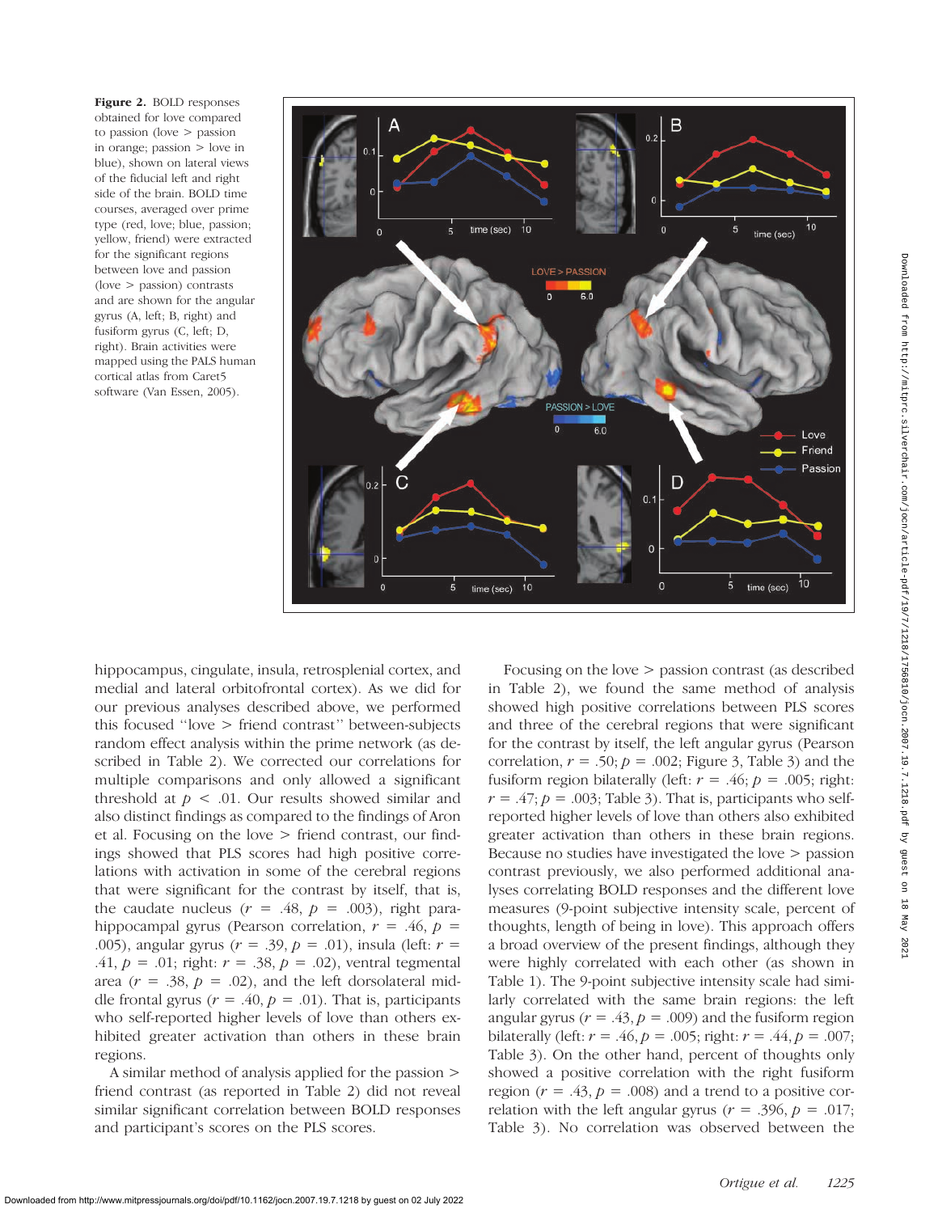**Figure 2.** BOLD responses obtained for love compared to passion (love > passion in orange; passion > love in blue), shown on lateral views of the fiducial left and right side of the brain. BOLD time courses, averaged over prime type (red, love; blue, passion; yellow, friend) were extracted for the significant regions between love and passion (love > passion) contrasts and are shown for the angular gyrus (A, left; B, right) and fusiform gyrus (C, left; D, right). Brain activities were mapped using the PALS human cortical atlas from Caret5 software (Van Essen, 2005).

hippocampus, cingulate, insula, retrosplenial cortex, and medial and lateral orbitofrontal cortex). As we did for our previous analyses described above, we performed this focused "love > friend contrast" between-subjects random effect analysis within the prime network (as described in Table 2). We corrected our correlations for multiple comparisons and only allowed a significant threshold at $p < .01$. Our results showed similar and also distinct findings as compared to the findings of Aron et al. Focusing on the love > friend contrast, our findings showed that PLS scores had high positive correlations with activation in some of the cerebral regions that were significant for the contrast by itself, that is, the caudate nucleus ($r = .48$, $p = .003$), right parahippocampal gyrus (Pearson correlation, $r = .46$, $p = .005$), angular gyrus ($r = .39$, $p = .01$), insula (left: $r = .41$, $p = .01$; right: $r = .38$, $p = .02$), ventral tegmental area ($r = .38$, $p = .02$), and the left dorsolateral middle frontal gyrus ($r = .40$, $p = .01$). That is, participants who self-reported higher levels of love than others exhibited greater activation than others in these brain regions.

A similar method of analysis applied for the passion > friend contrast (as reported in Table 2) did not reveal similar significant correlation between BOLD responses and participant's scores on the PLS scores.

Focusing on the love > passion contrast (as described in Table 2), we found the same method of analysis showed high positive correlations between PLS scores and three of the cerebral regions that were significant for the contrast by itself, the left angular gyrus (Pearson correlation, $r = .50$; $p = .002$; Figure 3, Table 3) and the fusiform region bilaterally (left: $r = .46$; $p = .005$; right: $r = .47$; $p = .003$; Table 3). That is, participants who self-reported higher levels of love than others also exhibited greater activation than others in these brain regions. Because no studies have investigated the love > passion contrast previously, we also performed additional analyses correlating BOLD responses and the different love measures (9-point subjective intensity scale, percent of thoughts, length of being in love). This approach offers a broad overview of the present findings, although they were highly correlated with each other (as shown in Table 1). The 9-point subjective intensity scale had similarly correlated with the same brain regions: the left angular gyrus ($r = .43$, $p = .009$) and the fusiform region bilaterally (left: $r = .46$, $p = .005$; right: $r = .44$, $p = .007$; Table 3). On the other hand, percent of thoughts only showed a positive correlation with the right fusiform region ($r = .43$, $p = .008$) and a trend to a positive correlation with the left angular gyrus ($r = .396$, $p = .017$; Table 3). No correlation was observed between the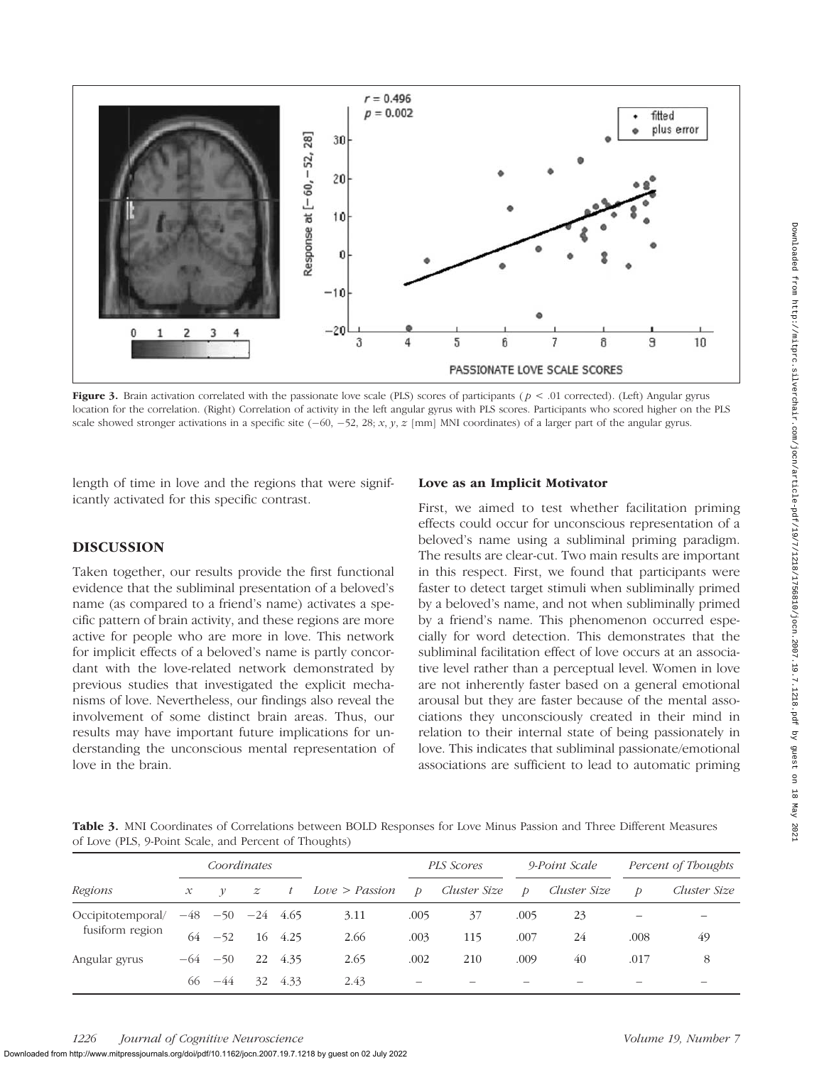**Figure 3.** Brain activation correlated with the passionate love scale (PLS) scores of participants ($p < .01$ corrected). (Left) Angular gyrus location for the correlation. (Right) Correlation of activity in the left angular gyrus with PLS scores. Participants who scored higher on the PLS scale showed stronger activations in a specific site (−60, −52, 28; $x$, $y$, $z$ [mm] MNI coordinates) of a larger part of the angular gyrus.

length of time in love and the regions that were significantly activated for this specific contrast.

## DISCUSSION

Taken together, our results provide the first functional evidence that the subliminal presentation of a beloved's name (as compared to a friend's name) activates a specific pattern of brain activity, and these regions are more active for people who are more in love. This network for implicit effects of a beloved's name is partly concordant with the love-related network demonstrated by previous studies that investigated the explicit mechanisms of love. Nevertheless, our findings also reveal the involvement of some distinct brain areas. Thus, our results may have important future implications for understanding the unconscious mental representation of love in the brain.

### Love as an Implicit Motivator

First, we aimed to test whether facilitation priming effects could occur for unconscious representation of a beloved's name using a subliminal priming paradigm. The results are clear-cut. Two main results are important in this respect. First, we found that participants were faster to detect target stimuli when subliminally primed by a beloved's name, and not when subliminally primed by a friend's name. This phenomenon occurred especially for word detection. This demonstrates that the subliminal facilitation effect of love occurs at an associative level rather than a perceptual level. Women in love are not inherently faster based on a general emotional arousal but they are faster because of the mental associations they unconsciously created in their mind in relation to their internal state of being passionately in love. This indicates that subliminal passionate/emotional associations are sufficient to lead to automatic priming

**Table 3.** MNI Coordinates of Correlations between BOLD Responses for Love Minus Passion and Three Different Measures of Love (PLS, 9-Point Scale, and Percent of Thoughts)

| | *Coordinates* | | | | | *PLS Scores* | | *9-Point Scale* | | *Percent of Thoughts* | |
|---|---|---|---|---|---|---|---|---|---|---|---|
| *Regions* | $x$ | $y$ | $z$ | $t$ | *Love > Passion* | $p$ | *Cluster Size* | $p$ | *Cluster Size* | $p$ | *Cluster Size* |
| Occipitotemporal/ fusiform region | −48 | −50 | −24 | 4.65 | 3.11 | .005 | 37 | .005 | 23 | – | – |
| | 64 | −52 | 16 | 4.25 | 2.66 | .003 | 115 | .007 | 24 | .008 | 49 |
| Angular gyrus | −64 | −50 | 22 | 4.35 | 2.65 | .002 | 210 | .009 | 40 | .017 | 8 |
| | 66 | −44 | 32 | 4.33 | 2.43 | – | – | – | – | – | – |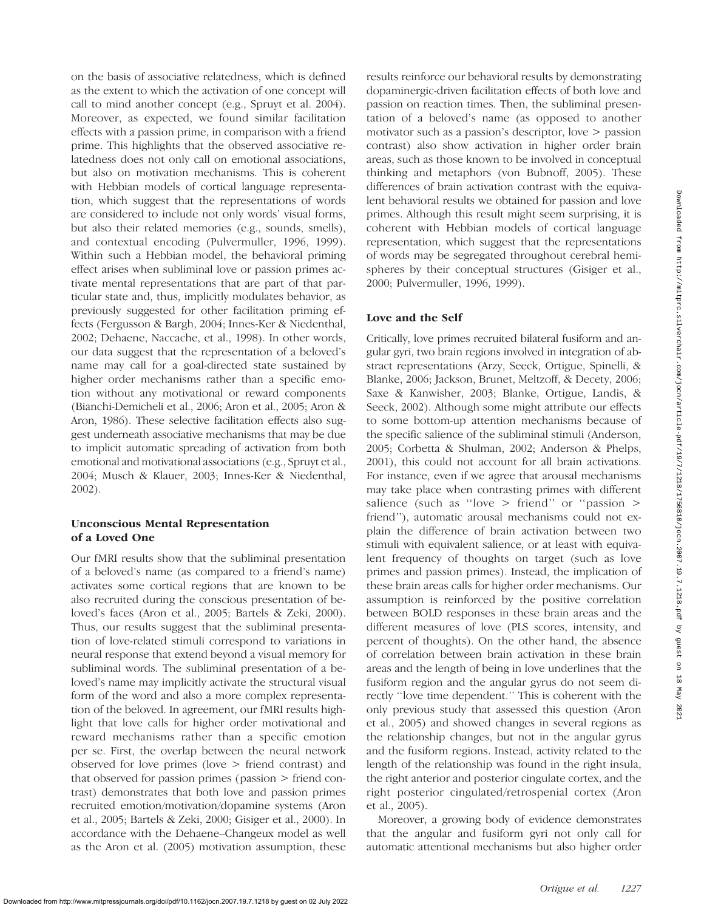on the basis of associative relatedness, which is defined as the extent to which the activation of one concept will call to mind another concept (e.g., Spruyt et al. 2004). Moreover, as expected, we found similar facilitation effects with a passion prime, in comparison with a friend prime. This highlights that the observed associative relatedness does not only call on emotional associations, but also on motivation mechanisms. This is coherent with Hebbian models of cortical language representation, which suggest that the representations of words are considered to include not only words' visual forms, but also their related memories (e.g., sounds, smells), and contextual encoding (Pulvermuller, 1996, 1999). Within such a Hebbian model, the behavioral priming effect arises when subliminal love or passion primes activate mental representations that are part of that particular state and, thus, implicitly modulates behavior, as previously suggested for other facilitation priming effects (Fergusson & Bargh, 2004; Innes-Ker & Niedenthal, 2002; Dehaene, Naccache, et al., 1998). In other words, our data suggest that the representation of a beloved's name may call for a goal-directed state sustained by higher order mechanisms rather than a specific emotion without any motivational or reward components (Bianchi-Demicheli et al., 2006; Aron et al., 2005; Aron & Aron, 1986). These selective facilitation effects also suggest underneath associative mechanisms that may be due to implicit automatic spreading of activation from both emotional and motivational associations (e.g., Spruyt et al., 2004; Musch & Klauer, 2003; Innes-Ker & Niedenthal, 2002).

## Unconscious Mental Representation of a Loved One

Our fMRI results show that the subliminal presentation of a beloved's name (as compared to a friend's name) activates some cortical regions that are known to be also recruited during the conscious presentation of beloved's faces (Aron et al., 2005; Bartels & Zeki, 2000). Thus, our results suggest that the subliminal presentation of love-related stimuli correspond to variations in neural response that extend beyond a visual memory for subliminal words. The subliminal presentation of a beloved's name may implicitly activate the structural visual form of the word and also a more complex representation of the beloved. In agreement, our fMRI results highlight that love calls for higher order motivational and reward mechanisms rather than a specific emotion per se. First, the overlap between the neural network observed for love primes (love > friend contrast) and that observed for passion primes (passion > friend contrast) demonstrates that both love and passion primes recruited emotion/motivation/dopamine systems (Aron et al., 2005; Bartels & Zeki, 2000; Gisiger et al., 2000). In accordance with the Dehaene–Changeux model as well as the Aron et al. (2005) motivation assumption, these results reinforce our behavioral results by demonstrating dopaminergic-driven facilitation effects of both love and passion on reaction times. Then, the subliminal presentation of a beloved's name (as opposed to another motivator such as a passion's descriptor, love > passion contrast) also show activation in higher order brain areas, such as those known to be involved in conceptual thinking and metaphors (von Bubnoff, 2005). These differences of brain activation contrast with the equivalent behavioral results we obtained for passion and love primes. Although this result might seem surprising, it is coherent with Hebbian models of cortical language representation, which suggest that the representations of words may be segregated throughout cerebral hemispheres by their conceptual structures (Gisiger et al., 2000; Pulvermuller, 1996, 1999).

## Love and the Self

Critically, love primes recruited bilateral fusiform and angular gyri, two brain regions involved in integration of abstract representations (Arzy, Seeck, Ortigue, Spinelli, & Blanke, 2006; Jackson, Brunet, Meltzoff, & Decety, 2006; Saxe & Kanwisher, 2003; Blanke, Ortigue, Landis, & Seeck, 2002). Although some might attribute our effects to some bottom-up attention mechanisms because of the specific salience of the subliminal stimuli (Anderson, 2005; Corbetta & Shulman, 2002; Anderson & Phelps, 2001), this could not account for all brain activations. For instance, even if we agree that arousal mechanisms may take place when contrasting primes with different salience (such as ''love > friend'' or ''passion > friend''), automatic arousal mechanisms could not explain the difference of brain activation between two stimuli with equivalent salience, or at least with equivalent frequency of thoughts on target (such as love primes and passion primes). Instead, the implication of these brain areas calls for higher order mechanisms. Our assumption is reinforced by the positive correlation between BOLD responses in these brain areas and the different measures of love (PLS scores, intensity, and percent of thoughts). On the other hand, the absence of correlation between brain activation in these brain areas and the length of being in love underlines that the fusiform region and the angular gyrus do not seem directly ''love time dependent.'' This is coherent with the only previous study that assessed this question (Aron et al., 2005) and showed changes in several regions as the relationship changes, but not in the angular gyrus and the fusiform regions. Instead, activity related to the length of the relationship was found in the right insula, the right anterior and posterior cingulate cortex, and the right posterior cingulated/retrospenial cortex (Aron et al., 2005).

Moreover, a growing body of evidence demonstrates that the angular and fusiform gyri not only call for automatic attentional mechanisms but also higher order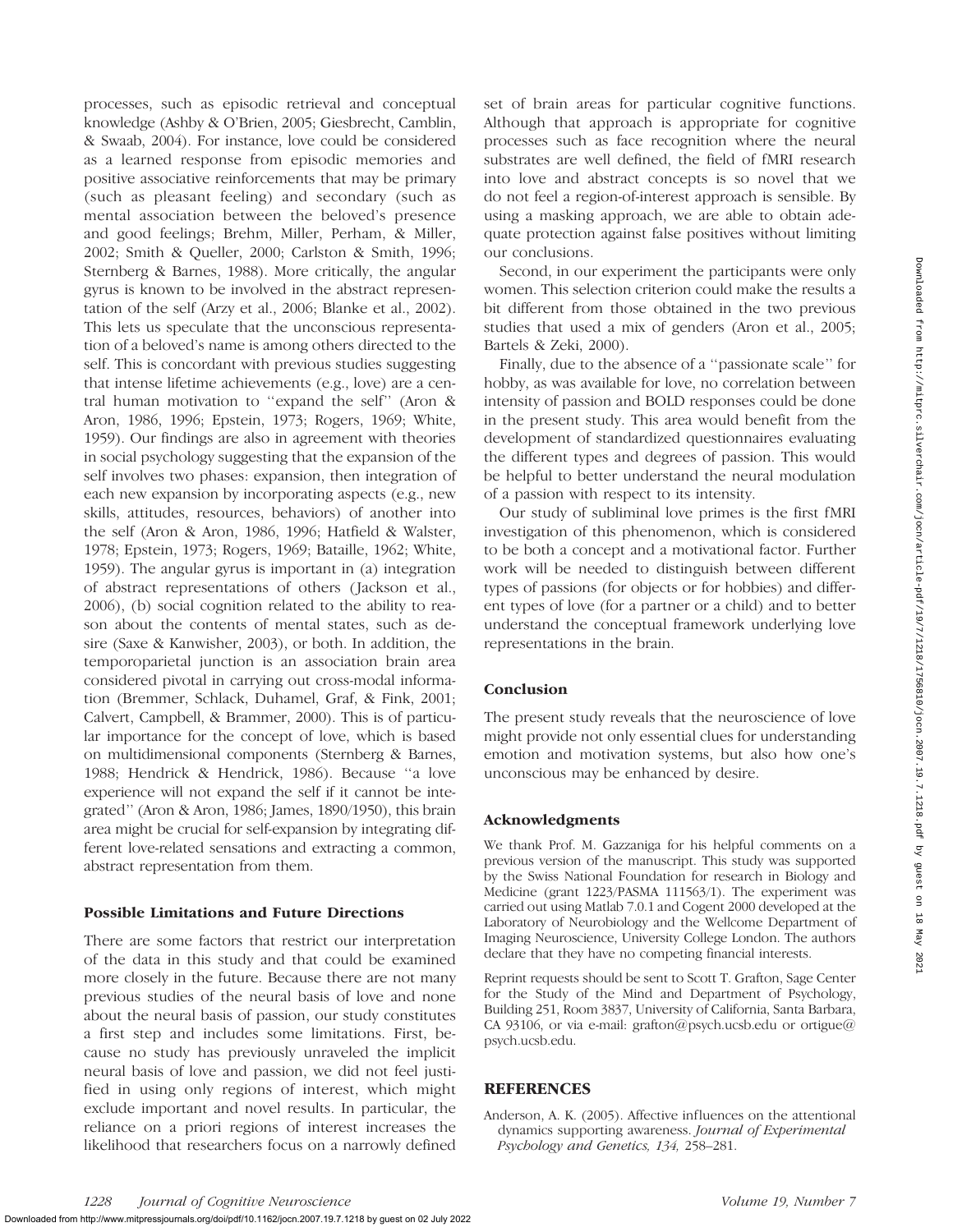processes, such as episodic retrieval and conceptual knowledge (Ashby & O'Brien, 2005; Giesbrecht, Camblin, & Swaab, 2004). For instance, love could be considered as a learned response from episodic memories and positive associative reinforcements that may be primary (such as pleasant feeling) and secondary (such as mental association between the beloved's presence and good feelings; Brehm, Miller, Perham, & Miller, 2002; Smith & Queller, 2000; Carlston & Smith, 1996; Sternberg & Barnes, 1988). More critically, the angular gyrus is known to be involved in the abstract representation of the self (Arzy et al., 2006; Blanke et al., 2002). This lets us speculate that the unconscious representation of a beloved's name is among others directed to the self. This is concordant with previous studies suggesting that intense lifetime achievements (e.g., love) are a central human motivation to ''expand the self'' (Aron & Aron, 1986, 1996; Epstein, 1973; Rogers, 1969; White, 1959). Our findings are also in agreement with theories in social psychology suggesting that the expansion of the self involves two phases: expansion, then integration of each new expansion by incorporating aspects (e.g., new skills, attitudes, resources, behaviors) of another into the self (Aron & Aron, 1986, 1996; Hatfield & Walster, 1978; Epstein, 1973; Rogers, 1969; Bataille, 1962; White, 1959). The angular gyrus is important in (a) integration of abstract representations of others (Jackson et al., 2006), (b) social cognition related to the ability to reason about the contents of mental states, such as desire (Saxe & Kanwisher, 2003), or both. In addition, the temporoparietal junction is an association brain area considered pivotal in carrying out cross-modal information (Bremmer, Schlack, Duhamel, Graf, & Fink, 2001; Calvert, Campbell, & Brammer, 2000). This is of particular importance for the concept of love, which is based on multidimensional components (Sternberg & Barnes, 1988; Hendrick & Hendrick, 1986). Because ''a love experience will not expand the self if it cannot be integrated'' (Aron & Aron, 1986; James, 1890/1950), this brain area might be crucial for self-expansion by integrating different love-related sensations and extracting a common, abstract representation from them.

### Possible Limitations and Future Directions

There are some factors that restrict our interpretation of the data in this study and that could be examined more closely in the future. Because there are not many previous studies of the neural basis of love and none about the neural basis of passion, our study constitutes a first step and includes some limitations. First, because no study has previously unraveled the implicit neural basis of love and passion, we did not feel justified in using only regions of interest, which might exclude important and novel results. In particular, the reliance on a priori regions of interest increases the likelihood that researchers focus on a narrowly defined set of brain areas for particular cognitive functions. Although that approach is appropriate for cognitive processes such as face recognition where the neural substrates are well defined, the field of fMRI research into love and abstract concepts is so novel that we do not feel a region-of-interest approach is sensible. By using a masking approach, we are able to obtain adequate protection against false positives without limiting our conclusions.

Second, in our experiment the participants were only women. This selection criterion could make the results a bit different from those obtained in the two previous studies that used a mix of genders (Aron et al., 2005; Bartels & Zeki, 2000).

Finally, due to the absence of a ''passionate scale'' for hobby, as was available for love, no correlation between intensity of passion and BOLD responses could be done in the present study. This area would benefit from the development of standardized questionnaires evaluating the different types and degrees of passion. This would be helpful to better understand the neural modulation of a passion with respect to its intensity.

Our study of subliminal love primes is the first fMRI investigation of this phenomenon, which is considered to be both a concept and a motivational factor. Further work will be needed to distinguish between different types of passions (for objects or for hobbies) and different types of love (for a partner or a child) and to better understand the conceptual framework underlying love representations in the brain.

### Conclusion

The present study reveals that the neuroscience of love might provide not only essential clues for understanding emotion and motivation systems, but also how one's unconscious may be enhanced by desire.

### Acknowledgments

We thank Prof. M. Gazzaniga for his helpful comments on a previous version of the manuscript. This study was supported by the Swiss National Foundation for research in Biology and Medicine (grant 1223/PASMA 111563/1). The experiment was carried out using Matlab 7.0.1 and Cogent 2000 developed at the Laboratory of Neurobiology and the Wellcome Department of Imaging Neuroscience, University College London. The authors declare that they have no competing financial interests.

Reprint requests should be sent to Scott T. Grafton, Sage Center for the Study of the Mind and Department of Psychology, Building 251, Room 3837, University of California, Santa Barbara, CA 93106, or via e-mail: grafton@psych.ucsb.edu or ortigue@psych.ucsb.edu.

## REFERENCES

Anderson, A. K. (2005). Affective influences on the attentional dynamics supporting awareness. *Journal of Experimental Psychology and Genetics, 134,* 258–281.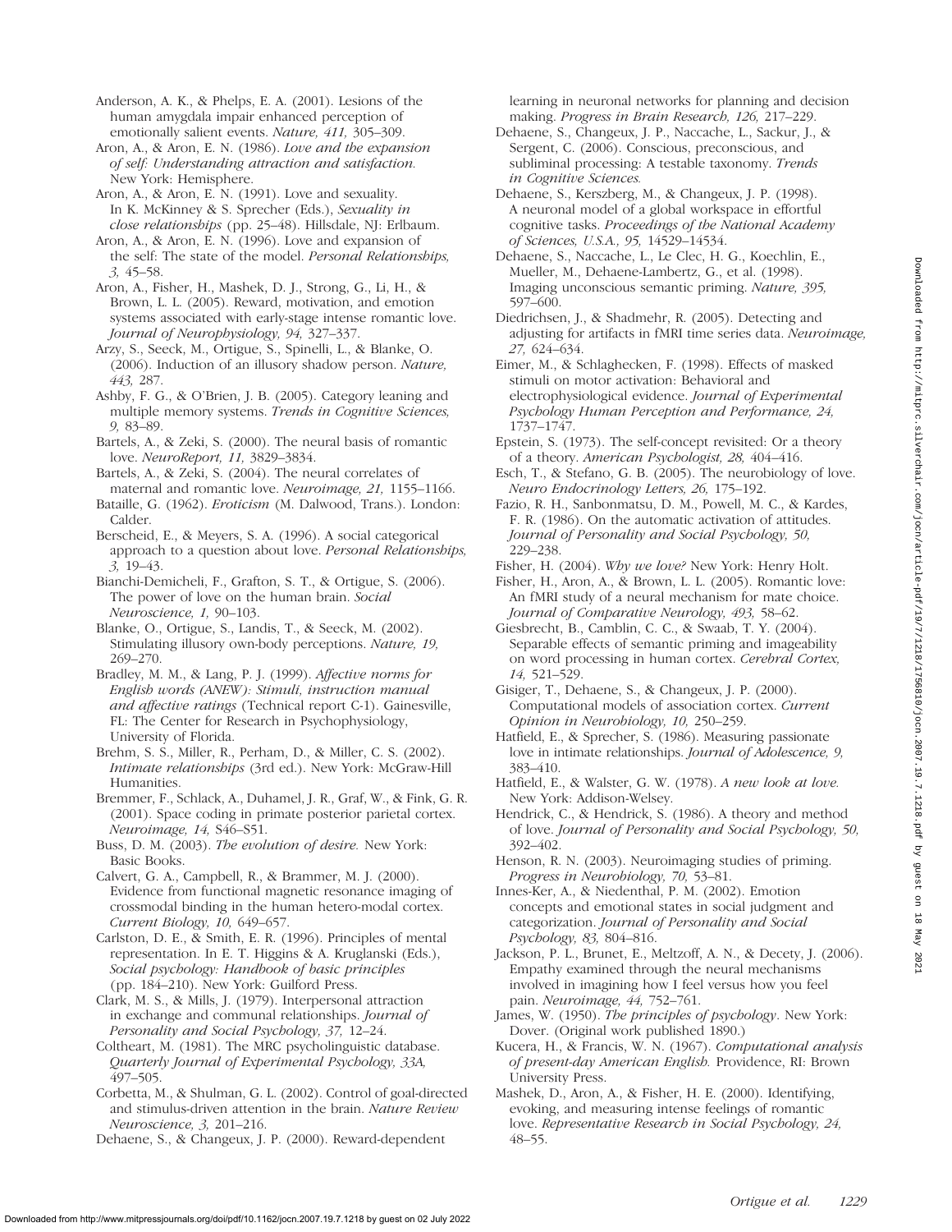Anderson, A. K., & Phelps, E. A. (2001). Lesions of the human amygdala impair enhanced perception of emotionally salient events. *Nature, 411,* 305–309.

Aron, A., & Aron, E. N. (1986). *Love and the expansion of self: Understanding attraction and satisfaction.* New York: Hemisphere.

Aron, A., & Aron, E. N. (1991). Love and sexuality. In K. McKinney & S. Sprecher (Eds.), *Sexuality in close relationships* (pp. 25–48). Hillsdale, NJ: Erlbaum.

Aron, A., & Aron, E. N. (1996). Love and expansion of the self: The state of the model. *Personal Relationships, 3,* 45–58.

Aron, A., Fisher, H., Mashek, D. J., Strong, G., Li, H., & Brown, L. L. (2005). Reward, motivation, and emotion systems associated with early-stage intense romantic love. *Journal of Neurophysiology, 94,* 327–337.

Arzy, S., Seeck, M., Ortigue, S., Spinelli, L., & Blanke, O. (2006). Induction of an illusory shadow person. *Nature, 443,* 287.

Ashby, F. G., & O'Brien, J. B. (2005). Category leaning and multiple memory systems. *Trends in Cognitive Sciences, 9,* 83–89.

Bartels, A., & Zeki, S. (2000). The neural basis of romantic love. *NeuroReport, 11,* 3829–3834.

Bartels, A., & Zeki, S. (2004). The neural correlates of maternal and romantic love. *Neuroimage, 21,* 1155–1166.

Bataille, G. (1962). *Eroticism* (M. Dalwood, Trans.). London: Calder.

Berscheid, E., & Meyers, S. A. (1996). A social categorical approach to a question about love. *Personal Relationships, 3,* 19–43.

Bianchi-Demicheli, F., Grafton, S. T., & Ortigue, S. (2006). The power of love on the human brain. *Social Neuroscience, 1,* 90–103.

Blanke, O., Ortigue, S., Landis, T., & Seeck, M. (2002). Stimulating illusory own-body perceptions. *Nature, 19,* 269–270.

Bradley, M. M., & Lang, P. J. (1999). *Affective norms for English words (ANEW): Stimuli, instruction manual and affective ratings* (Technical report C-1). Gainesville, FL: The Center for Research in Psychophysiology, University of Florida.

Brehm, S. S., Miller, R., Perham, D., & Miller, C. S. (2002). *Intimate relationships* (3rd ed.). New York: McGraw-Hill Humanities.

Bremmer, F., Schlack, A., Duhamel, J. R., Graf, W., & Fink, G. R. (2001). Space coding in primate posterior parietal cortex. *Neuroimage, 14,* S46–S51.

Buss, D. M. (2003). *The evolution of desire.* New York: Basic Books.

Calvert, G. A., Campbell, R., & Brammer, M. J. (2000). Evidence from functional magnetic resonance imaging of crossmodal binding in the human hetero-modal cortex. *Current Biology, 10,* 649–657.

Carlston, D. E., & Smith, E. R. (1996). Principles of mental representation. In E. T. Higgins & A. Kruglanski (Eds.), *Social psychology: Handbook of basic principles* (pp. 184–210). New York: Guilford Press.

Clark, M. S., & Mills, J. (1979). Interpersonal attraction in exchange and communal relationships. *Journal of Personality and Social Psychology, 37,* 12–24.

Coltheart, M. (1981). The MRC psycholinguistic database. *Quarterly Journal of Experimental Psychology, 33A,* 497–505.

Corbetta, M., & Shulman, G. L. (2002). Control of goal-directed and stimulus-driven attention in the brain. *Nature Review Neuroscience, 3,* 201–216.

Dehaene, S., & Changeux, J. P. (2000). Reward-dependent learning in neuronal networks for planning and decision making. *Progress in Brain Research, 126,* 217–229.

Dehaene, S., Changeux, J. P., Naccache, L., Sackur, J., & Sergent, C. (2006). Conscious, preconscious, and subliminal processing: A testable taxonomy. *Trends in Cognitive Sciences.*

Dehaene, S., Kerszberg, M., & Changeux, J. P. (1998). A neuronal model of a global workspace in effortful cognitive tasks. *Proceedings of the National Academy of Sciences, U.S.A., 95,* 14529–14534.

Dehaene, S., Naccache, L., Le Clec, H. G., Koechlin, E., Mueller, M., Dehaene-Lambertz, G., et al. (1998). Imaging unconscious semantic priming. *Nature, 395,* 597–600.

Diedrichsen, J., & Shadmehr, R. (2005). Detecting and adjusting for artifacts in fMRI time series data. *Neuroimage, 27,* 624–634.

Eimer, M., & Schlaghecken, F. (1998). Effects of masked stimuli on motor activation: Behavioral and electrophysiological evidence. *Journal of Experimental Psychology Human Perception and Performance, 24,* 1737–1747.

Epstein, S. (1973). The self-concept revisited: Or a theory of a theory. *American Psychologist, 28,* 404–416.

Esch, T., & Stefano, G. B. (2005). The neurobiology of love. *Neuro Endocrinology Letters, 26,* 175–192.

Fazio, R. H., Sanbonmatsu, D. M., Powell, M. C., & Kardes, F. R. (1986). On the automatic activation of attitudes. *Journal of Personality and Social Psychology, 50,* 229–238.

Fisher, H. (2004). *Why we love?* New York: Henry Holt.

Fisher, H., Aron, A., & Brown, L. L. (2005). Romantic love: An fMRI study of a neural mechanism for mate choice. *Journal of Comparative Neurology, 493,* 58–62.

Giesbrecht, B., Camblin, C. C., & Swaab, T. Y. (2004). Separable effects of semantic priming and imageability on word processing in human cortex. *Cerebral Cortex, 14,* 521–529.

Gisiger, T., Dehaene, S., & Changeux, J. P. (2000). Computational models of association cortex. *Current Opinion in Neurobiology, 10,* 250–259.

Hatfield, E., & Sprecher, S. (1986). Measuring passionate love in intimate relationships. *Journal of Adolescence, 9,* 383–410.

Hatfield, E., & Walster, G. W. (1978). *A new look at love.* New York: Addison-Welsey.

Hendrick, C., & Hendrick, S. (1986). A theory and method of love. *Journal of Personality and Social Psychology, 50,* 392–402.

Henson, R. N. (2003). Neuroimaging studies of priming. *Progress in Neurobiology, 70,* 53–81.

Innes-Ker, A., & Niedenthal, P. M. (2002). Emotion concepts and emotional states in social judgment and categorization. *Journal of Personality and Social Psychology, 83,* 804–816.

Jackson, P. L., Brunet, E., Meltzoff, A. N., & Decety, J. (2006). Empathy examined through the neural mechanisms involved in imagining how I feel versus how you feel pain. *Neuroimage, 44,* 752–761.

James, W. (1950). *The principles of psychology*. New York: Dover. (Original work published 1890.)

Kucera, H., & Francis, W. N. (1967). *Computational analysis of present-day American English.* Providence, RI: Brown University Press.

Mashek, D., Aron, A., & Fisher, H. E. (2000). Identifying, evoking, and measuring intense feelings of romantic love. *Representative Research in Social Psychology, 24,* 48–55.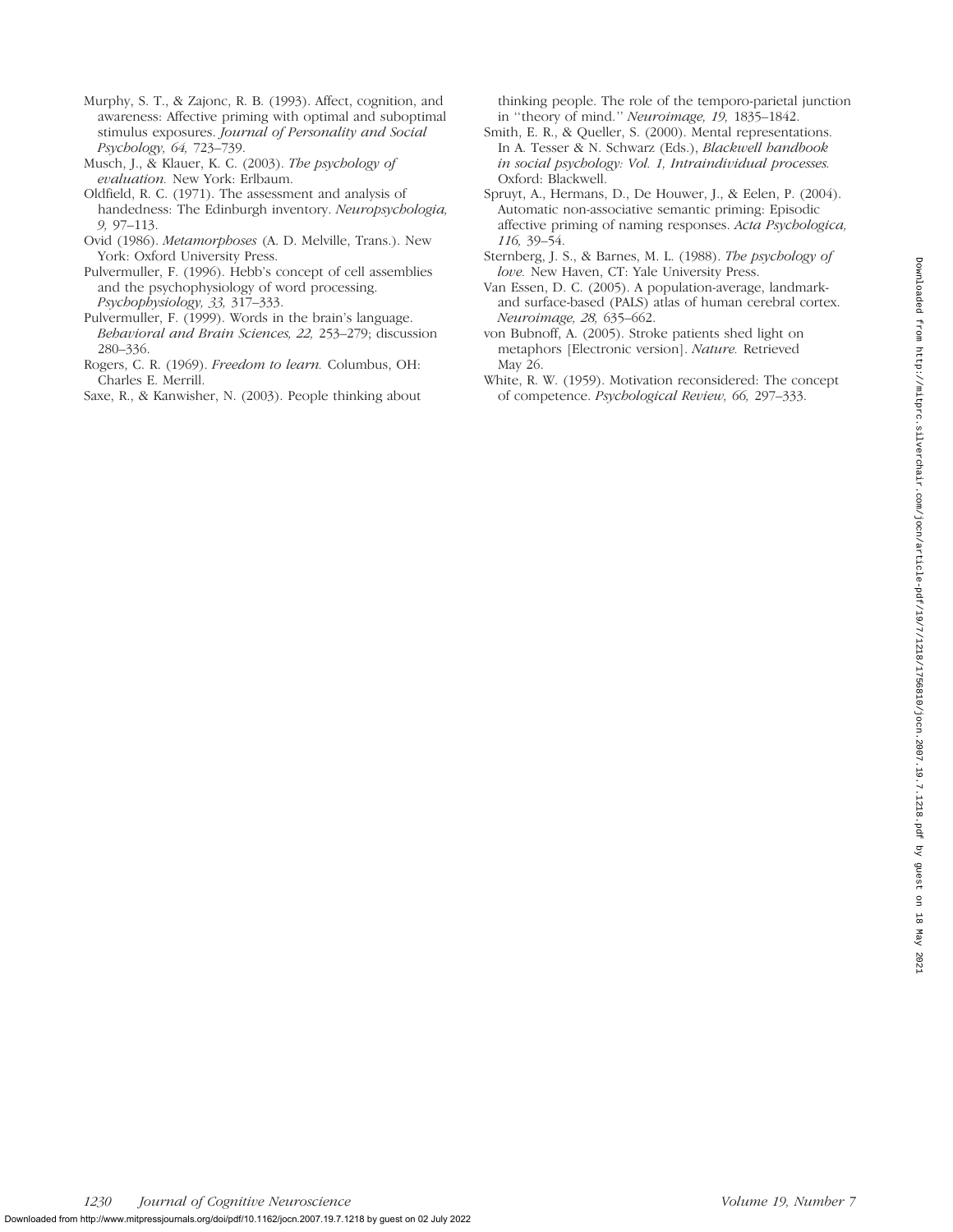Murphy, S. T., & Zajonc, R. B. (1993). Affect, cognition, and awareness: Affective priming with optimal and suboptimal stimulus exposures. *Journal of Personality and Social Psychology, 64,* 723–739.

Musch, J., & Klauer, K. C. (2003). *The psychology of evaluation.* New York: Erlbaum.

Oldfield, R. C. (1971). The assessment and analysis of handedness: The Edinburgh inventory. *Neuropsychologia, 9,* 97–113.

Ovid (1986). *Metamorphoses* (A. D. Melville, Trans.). New York: Oxford University Press.

Pulvermuller, F. (1996). Hebb's concept of cell assemblies and the psychophysiology of word processing. *Psychophysiology, 33,* 317–333.

Pulvermuller, F. (1999). Words in the brain's language. *Behavioral and Brain Sciences, 22,* 253–279; discussion 280–336.

Rogers, C. R. (1969). *Freedom to learn.* Columbus, OH: Charles E. Merrill.

Saxe, R., & Kanwisher, N. (2003). People thinking about thinking people. The role of the temporo-parietal junction in ''theory of mind.'' *Neuroimage, 19,* 1835–1842.

Smith, E. R., & Queller, S. (2000). Mental representations. In A. Tesser & N. Schwarz (Eds.), *Blackwell handbook in social psychology: Vol. 1, Intraindividual processes.* Oxford: Blackwell.

Spruyt, A., Hermans, D., De Houwer, J., & Eelen, P. (2004). Automatic non-associative semantic priming: Episodic affective priming of naming responses. *Acta Psychologica, 116,* 39–54.

Sternberg, J. S., & Barnes, M. L. (1988). *The psychology of love.* New Haven, CT: Yale University Press.

Van Essen, D. C. (2005). A population-average, landmark- and surface-based (PALS) atlas of human cerebral cortex. *Neuroimage, 28,* 635–662.

von Bubnoff, A. (2005). Stroke patients shed light on metaphors [Electronic version]. *Nature.* Retrieved May 26.

White, R. W. (1959). Motivation reconsidered: The concept of competence. *Psychological Review, 66,* 297–333.